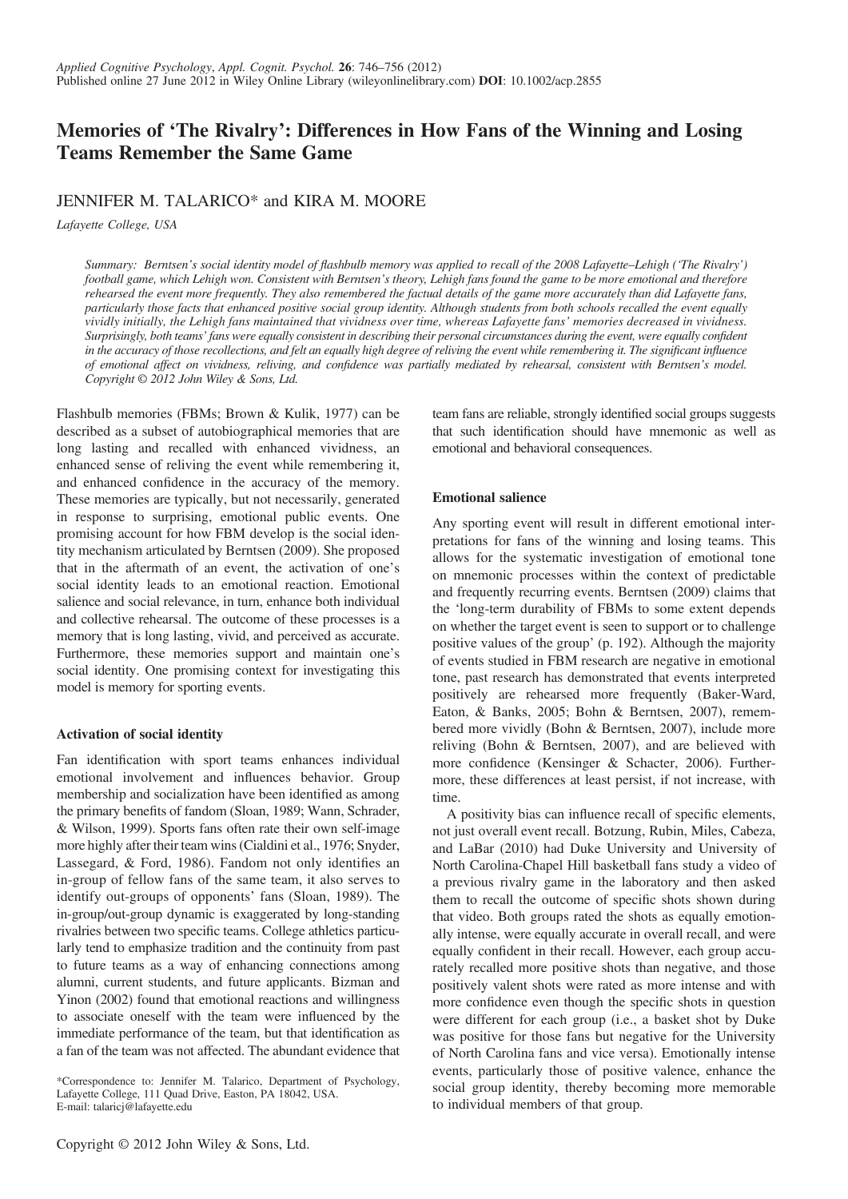# Memories of 'The Rivalry': Differences in How Fans of the Winning and Losing Teams Remember the Same Game

JENNIFER M. TALARICO* and KIRA M. MOORE

*Lafayette College, USA*

*Summary: Berntsen's social identity model of flashbulb memory was applied to recall of the 2008 Lafayette–Lehigh ('The Rivalry') football game, which Lehigh won. Consistent with Berntsen's theory, Lehigh fans found the game to be more emotional and therefore rehearsed the event more frequently. They also remembered the factual details of the game more accurately than did Lafayette fans, particularly those facts that enhanced positive social group identity. Although students from both schools recalled the event equally vividly initially, the Lehigh fans maintained that vividness over time, whereas Lafayette fans' memories decreased in vividness. Surprisingly, both teams' fans were equally consistent in describing their personal circumstances during the event, were equally confident in the accuracy of those recollections, and felt an equally high degree of reliving the event while remembering it. The significant influence of emotional affect on vividness, reliving, and confidence was partially mediated by rehearsal, consistent with Berntsen's model. Copyright © 2012 John Wiley & Sons, Ltd.*

Flashbulb memories (FBMs; Brown & Kulik, 1977) can be described as a subset of autobiographical memories that are long lasting and recalled with enhanced vividness, an enhanced sense of reliving the event while remembering it, and enhanced confidence in the accuracy of the memory. These memories are typically, but not necessarily, generated in response to surprising, emotional public events. One promising account for how FBM develop is the social identity mechanism articulated by Berntsen (2009). She proposed that in the aftermath of an event, the activation of one's social identity leads to an emotional reaction. Emotional salience and social relevance, in turn, enhance both individual and collective rehearsal. The outcome of these processes is a memory that is long lasting, vivid, and perceived as accurate. Furthermore, these memories support and maintain one's social identity. One promising context for investigating this model is memory for sporting events.

### Activation of social identity

Fan identification with sport teams enhances individual emotional involvement and influences behavior. Group membership and socialization have been identified as among the primary benefits of fandom (Sloan, 1989; Wann, Schrader, & Wilson, 1999). Sports fans often rate their own self-image more highly after their team wins (Cialdini et al., 1976; Snyder, Lassegard, & Ford, 1986). Fandom not only identifies an in-group of fellow fans of the same team, it also serves to identify out-groups of opponents' fans (Sloan, 1989). The in-group/out-group dynamic is exaggerated by long-standing rivalries between two specific teams. College athletics particularly tend to emphasize tradition and the continuity from past to future teams as a way of enhancing connections among alumni, current students, and future applicants. Bizman and Yinon (2002) found that emotional reactions and willingness to associate oneself with the team were influenced by the immediate performance of the team, but that identification as a fan of the team was not affected. The abundant evidence that team fans are reliable, strongly identified social groups suggests that such identification should have mnemonic as well as emotional and behavioral consequences.

### Emotional salience

Any sporting event will result in different emotional interpretations for fans of the winning and losing teams. This allows for the systematic investigation of emotional tone on mnemonic processes within the context of predictable and frequently recurring events. Berntsen (2009) claims that the 'long-term durability of FBMs to some extent depends on whether the target event is seen to support or to challenge positive values of the group' (p. 192). Although the majority of events studied in FBM research are negative in emotional tone, past research has demonstrated that events interpreted positively are rehearsed more frequently (Baker-Ward, Eaton, & Banks, 2005; Bohn & Berntsen, 2007), remembered more vividly (Bohn & Berntsen, 2007), include more reliving (Bohn & Berntsen, 2007), and are believed with more confidence (Kensinger & Schacter, 2006). Furthermore, these differences at least persist, if not increase, with time.

A positivity bias can influence recall of specific elements, not just overall event recall. Botzung, Rubin, Miles, Cabeza, and LaBar (2010) had Duke University and University of North Carolina-Chapel Hill basketball fans study a video of a previous rivalry game in the laboratory and then asked them to recall the outcome of specific shots shown during that video. Both groups rated the shots as equally emotionally intense, were equally accurate in overall recall, and were equally confident in their recall. However, each group accurately recalled more positive shots than negative, and those positively valent shots were rated as more intense and with more confidence even though the specific shots in question were different for each group (i.e., a basket shot by Duke was positive for those fans but negative for the University of North Carolina fans and vice versa). Emotionally intense events, particularly those of positive valence, enhance the social group identity, thereby becoming more memorable to individual members of that group.

*Correspondence to: Jennifer M. Talarico, Department of Psychology, Lafayette College, 111 Quad Drive, Easton, PA 18042, USA. E-mail: talaricj@lafayette.edu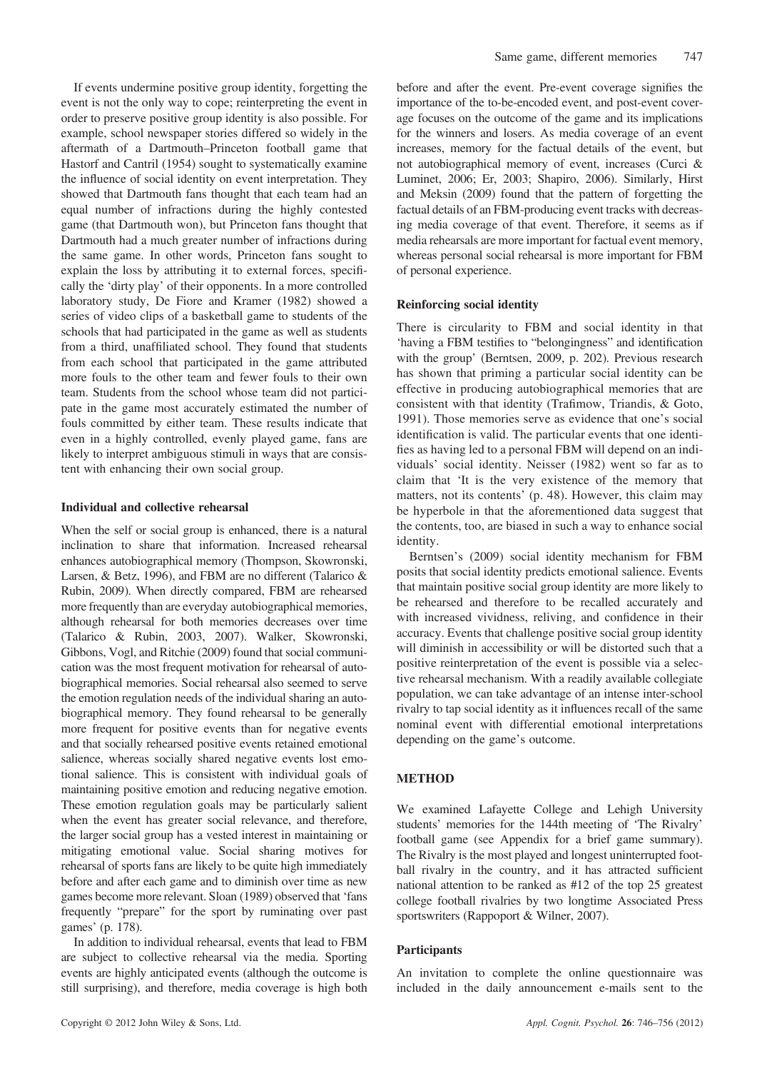If events undermine positive group identity, forgetting the event is not the only way to cope; reinterpreting the event in order to preserve positive group identity is also possible. For example, school newspaper stories differed so widely in the aftermath of a Dartmouth–Princeton football game that Hastorf and Cantril (1954) sought to systematically examine the influence of social identity on event interpretation. They showed that Dartmouth fans thought that each team had an equal number of infractions during the highly contested game (that Dartmouth won), but Princeton fans thought that Dartmouth had a much greater number of infractions during the same game. In other words, Princeton fans sought to explain the loss by attributing it to external forces, specifically the 'dirty play' of their opponents. In a more controlled laboratory study, De Fiore and Kramer (1982) showed a series of video clips of a basketball game to students of the schools that had participated in the game as well as students from a third, unaffiliated school. They found that students from each school that participated in the game attributed more fouls to the other team and fewer fouls to their own team. Students from the school whose team did not participate in the game most accurately estimated the number of fouls committed by either team. These results indicate that even in a highly controlled, evenly played game, fans are likely to interpret ambiguous stimuli in ways that are consistent with enhancing their own social group.

### Individual and collective rehearsal

When the self or social group is enhanced, there is a natural inclination to share that information. Increased rehearsal enhances autobiographical memory (Thompson, Skowronski, Larsen, & Betz, 1996), and FBM are no different (Talarico & Rubin, 2009). When directly compared, FBM are rehearsed more frequently than are everyday autobiographical memories, although rehearsal for both memories decreases over time (Talarico & Rubin, 2003, 2007). Walker, Skowronski, Gibbons, Vogl, and Ritchie (2009) found that social communication was the most frequent motivation for rehearsal of autobiographical memories. Social rehearsal also seemed to serve the emotion regulation needs of the individual sharing an autobiographical memory. They found rehearsal to be generally more frequent for positive events than for negative events and that socially rehearsed positive events retained emotional salience, whereas socially shared negative events lost emotional salience. This is consistent with individual goals of maintaining positive emotion and reducing negative emotion. These emotion regulation goals may be particularly salient when the event has greater social relevance, and therefore, the larger social group has a vested interest in maintaining or mitigating emotional value. Social sharing motives for rehearsal of sports fans are likely to be quite high immediately before and after each game and to diminish over time as new games become more relevant. Sloan (1989) observed that 'fans frequently "prepare" for the sport by ruminating over past games' (p. 178).

In addition to individual rehearsal, events that lead to FBM are subject to collective rehearsal via the media. Sporting events are highly anticipated events (although the outcome is still surprising), and therefore, media coverage is high both before and after the event. Pre-event coverage signifies the importance of the to-be-encoded event, and post-event coverage focuses on the outcome of the game and its implications for the winners and losers. As media coverage of an event increases, memory for the factual details of the event, but not autobiographical memory of event, increases (Curci & Luminet, 2006; Er, 2003; Shapiro, 2006). Similarly, Hirst and Meksin (2009) found that the pattern of forgetting the factual details of an FBM-producing event tracks with decreasing media coverage of that event. Therefore, it seems as if media rehearsals are more important for factual event memory, whereas personal social rehearsal is more important for FBM of personal experience.

### Reinforcing social identity

There is circularity to FBM and social identity in that 'having a FBM testifies to "belongingness" and identification with the group' (Berntsen, 2009, p. 202). Previous research has shown that priming a particular social identity can be effective in producing autobiographical memories that are consistent with that identity (Trafimow, Triandis, & Goto, 1991). Those memories serve as evidence that one's social identification is valid. The particular events that one identifies as having led to a personal FBM will depend on an individuals' social identity. Neisser (1982) went so far as to claim that 'It is the very existence of the memory that matters, not its contents' (p. 48). However, this claim may be hyperbole in that the aforementioned data suggest that the contents, too, are biased in such a way to enhance social identity.

Berntsen's (2009) social identity mechanism for FBM posits that social identity predicts emotional salience. Events that maintain positive social group identity are more likely to be rehearsed and therefore to be recalled accurately and with increased vividness, reliving, and confidence in their accuracy. Events that challenge positive social group identity will diminish in accessibility or will be distorted such that a positive reinterpretation of the event is possible via a selective rehearsal mechanism. With a readily available collegiate population, we can take advantage of an intense inter-school rivalry to tap social identity as it influences recall of the same nominal event with differential emotional interpretations depending on the game's outcome.

## METHOD

We examined Lafayette College and Lehigh University students' memories for the 144th meeting of 'The Rivalry' football game (see Appendix for a brief game summary). The Rivalry is the most played and longest uninterrupted football rivalry in the country, and it has attracted sufficient national attention to be ranked as #12 of the top 25 greatest college football rivalries by two longtime Associated Press sportswriters (Rappoport & Wilner, 2007).

### Participants

An invitation to complete the online questionnaire was included in the daily announcement e-mails sent to the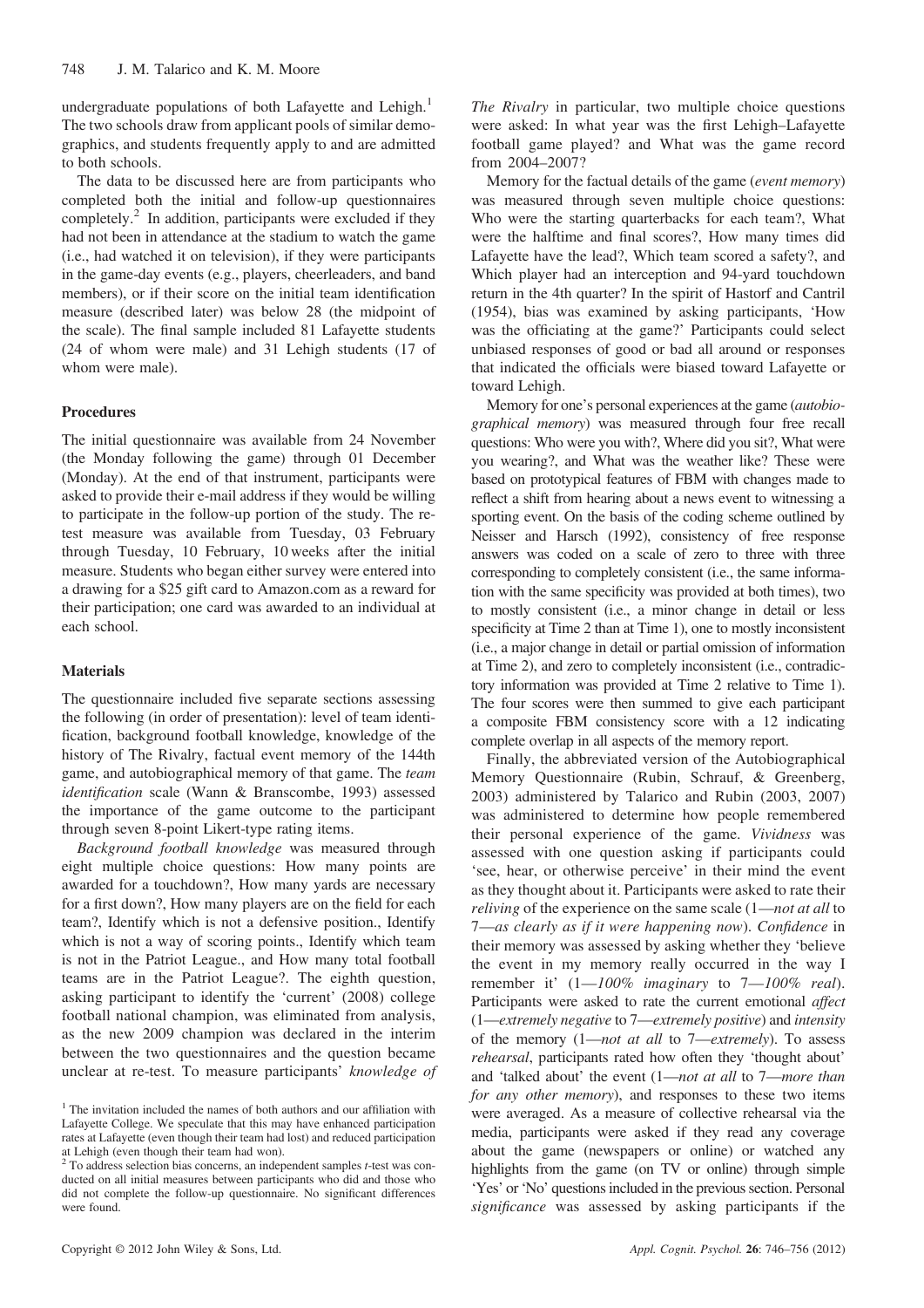undergraduate populations of both Lafayette and Lehigh.[1] The two schools draw from applicant pools of similar demographics, and students frequently apply to and are admitted to both schools.

The data to be discussed here are from participants who completed both the initial and follow-up questionnaires completely.[2] In addition, participants were excluded if they had not been in attendance at the stadium to watch the game (i.e., had watched it on television), if they were participants in the game-day events (e.g., players, cheerleaders, and band members), or if their score on the initial team identification measure (described later) was below 28 (the midpoint of the scale). The final sample included 81 Lafayette students (24 of whom were male) and 31 Lehigh students (17 of whom were male).

### Procedures

The initial questionnaire was available from 24 November (the Monday following the game) through 01 December (Monday). At the end of that instrument, participants were asked to provide their e-mail address if they would be willing to participate in the follow-up portion of the study. The re-test measure was available from Tuesday, 03 February through Tuesday, 10 February, 10 weeks after the initial measure. Students who began either survey were entered into a drawing for a \$25 gift card to Amazon.com as a reward for their participation; one card was awarded to an individual at each school.

### Materials

The questionnaire included five separate sections assessing the following (in order of presentation): level of team identification, background football knowledge, knowledge of the history of The Rivalry, factual event memory of the 144th game, and autobiographical memory of that game. The *team identification* scale (Wann & Branscombe, 1993) assessed the importance of the game outcome to the participant through seven 8-point Likert-type rating items.

*Background football knowledge* was measured through eight multiple choice questions: How many points are awarded for a touchdown?, How many yards are necessary for a first down?, How many players are on the field for each team?, Identify which is not a defensive position., Identify which is not a way of scoring points., Identify which team is not in the Patriot League., and How many total football teams are in the Patriot League?. The eighth question, asking participant to identify the 'current' (2008) college football national champion, was eliminated from analysis, as the new 2009 champion was declared in the interim between the two questionnaires and the question became unclear at re-test. To measure participants' *knowledge of The Rivalry* in particular, two multiple choice questions were asked: In what year was the first Lehigh–Lafayette football game played? and What was the game record from 2004–2007?

Memory for the factual details of the game (*event memory*) was measured through seven multiple choice questions: Who were the starting quarterbacks for each team?, What were the halftime and final scores?, How many times did Lafayette have the lead?, Which team scored a safety?, and Which player had an interception and 94-yard touchdown return in the 4th quarter? In the spirit of Hastorf and Cantril (1954), bias was examined by asking participants, 'How was the officiating at the game?' Participants could select unbiased responses of good or bad all around or responses that indicated the officials were biased toward Lafayette or toward Lehigh.

Memory for one's personal experiences at the game (*autobiographical memory*) was measured through four free recall questions: Who were you with?, Where did you sit?, What were you wearing?, and What was the weather like? These were based on prototypical features of FBM with changes made to reflect a shift from hearing about a news event to witnessing a sporting event. On the basis of the coding scheme outlined by Neisser and Harsch (1992), consistency of free response answers was coded on a scale of zero to three with three corresponding to completely consistent (i.e., the same information with the same specificity was provided at both times), two to mostly consistent (i.e., a minor change in detail or less specificity at Time 2 than at Time 1), one to mostly inconsistent (i.e., a major change in detail or partial omission of information at Time 2), and zero to completely inconsistent (i.e., contradictory information was provided at Time 2 relative to Time 1). The four scores were then summed to give each participant a composite FBM consistency score with a 12 indicating complete overlap in all aspects of the memory report.

Finally, the abbreviated version of the Autobiographical Memory Questionnaire (Rubin, Schrauf, & Greenberg, 2003) administered by Talarico and Rubin (2003, 2007) was administered to determine how people remembered their personal experience of the game. *Vividness* was assessed with one question asking if participants could 'see, hear, or otherwise perceive' in their mind the event as they thought about it. Participants were asked to rate their *reliving* of the experience on the same scale (1—*not at all* to 7—*as clearly as if it were happening now*). *Confidence* in their memory was assessed by asking whether they 'believe the event in my memory really occurred in the way I remember it' (1—*100% imaginary* to 7—*100% real*). Participants were asked to rate the current emotional *affect* (1—*extremely negative* to 7—*extremely positive*) and *intensity* of the memory (1—*not at all* to 7—*extremely*). To assess *rehearsal*, participants rated how often they 'thought about' and 'talked about' the event (1—*not at all* to 7—*more than for any other memory*), and responses to these two items were averaged. As a measure of collective rehearsal via the media, participants were asked if they read any coverage about the game (newspapers or online) or watched any highlights from the game (on TV or online) through simple 'Yes' or 'No' questions included in the previous section. Personal *significance* was assessed by asking participants if the

[1] The invitation included the names of both authors and our affiliation with Lafayette College. We speculate that this may have enhanced participation rates at Lafayette (even though their team had lost) and reduced participation at Lehigh (even though their team had won).

[2] To address selection bias concerns, an independent samples $t$-test was conducted on all initial measures between participants who did and those who did not complete the follow-up questionnaire. No significant differences were found.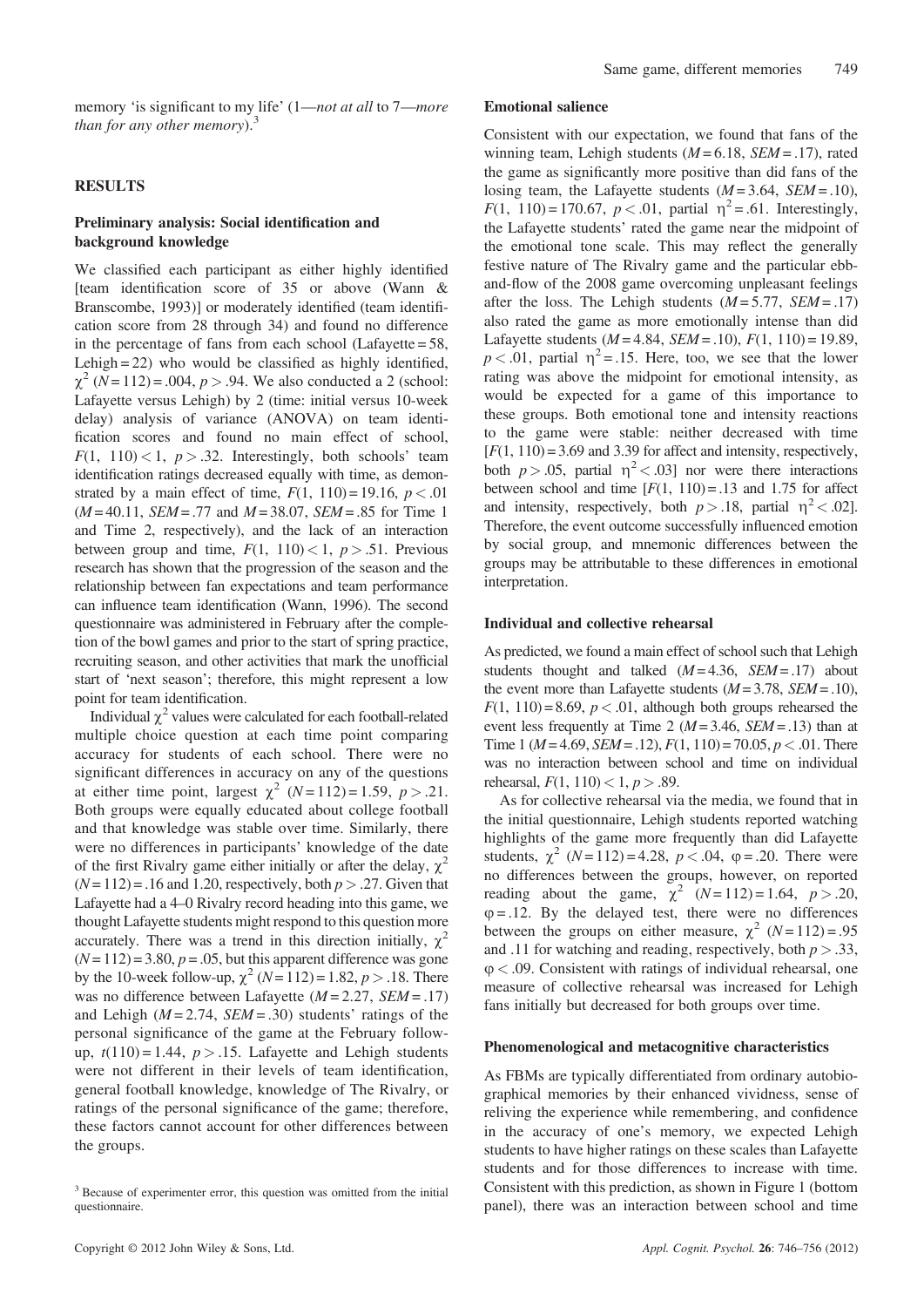memory 'is significant to my life' (1—*not at all* to 7—*more than for any other memory*).[3]

## RESULTS

### Preliminary analysis: Social identification and background knowledge

We classified each participant as either highly identified [team identification score of 35 or above (Wann & Branscombe, 1993)] or moderately identified (team identification score from 28 through 34) and found no difference in the percentage of fans from each school (Lafayette = 58, Lehigh = 22) who would be classified as highly identified, $\chi^2$ ($N$ = 112) = .004, $p > .94$. We also conducted a 2 (school: Lafayette versus Lehigh) by 2 (time: initial versus 10-week delay) analysis of variance (ANOVA) on team identification scores and found no main effect of school, $F(1, 110) < 1$, $p > .32$. Interestingly, both schools' team identification ratings decreased equally with time, as demonstrated by a main effect of time, $F(1, 110) = 19.16$, $p < .01$ ($M$ = 40.11, $SEM$ = .77 and $M$ = 38.07, $SEM$ = .85 for Time 1 and Time 2, respectively), and the lack of an interaction between group and time, $F(1, 110) < 1$, $p > .51$. Previous research has shown that the progression of the season and the relationship between fan expectations and team performance can influence team identification (Wann, 1996). The second questionnaire was administered in February after the completion of the bowl games and prior to the start of spring practice, recruiting season, and other activities that mark the unofficial start of 'next season'; therefore, this might represent a low point for team identification.

Individual $\chi^2$ values were calculated for each football-related multiple choice question at each time point comparing accuracy for students of each school. There were no significant differences in accuracy on any of the questions at either time point, largest $\chi^2$ ($N$ = 112) = 1.59, $p > .21$. Both groups were equally educated about college football and that knowledge was stable over time. Similarly, there were no differences in participants' knowledge of the date of the first Rivalry game either initially or after the delay, $\chi^2$ ($N$ = 112) = .16 and 1.20, respectively, both $p > .27$. Given that Lafayette had a 4–0 Rivalry record heading into this game, we thought Lafayette students might respond to this question more accurately. There was a trend in this direction initially, $\chi^2$ ($N$ = 112) = 3.80, $p = .05$, but this apparent difference was gone by the 10-week follow-up, $\chi^2$ ($N$ = 112) = 1.82, $p > .18$. There was no difference between Lafayette ($M$ = 2.27, $SEM$ = .17) and Lehigh ($M$ = 2.74, $SEM$ = .30) students' ratings of the personal significance of the game at the February follow-up, $t(110) = 1.44$, $p > .15$. Lafayette and Lehigh students were not different in their levels of team identification, general football knowledge, knowledge of The Rivalry, or ratings of the personal significance of the game; therefore, these factors cannot account for other differences between the groups.

[3] Because of experimenter error, this question was omitted from the initial questionnaire.

### Emotional salience

Consistent with our expectation, we found that fans of the winning team, Lehigh students ($M$ = 6.18, $SEM$ = .17), rated the game as significantly more positive than did fans of the losing team, the Lafayette students ($M$ = 3.64, $SEM$ = .10), $F(1, 110) = 170.67$, $p < .01$, partial $\eta^2 = .61$. Interestingly, the Lafayette students' rated the game near the midpoint of the emotional tone scale. This may reflect the generally festive nature of The Rivalry game and the particular ebb-and-flow of the 2008 game overcoming unpleasant feelings after the loss. The Lehigh students ($M$ = 5.77, $SEM$ = .17) also rated the game as more emotionally intense than did Lafayette students ($M$ = 4.84, $SEM$ = .10), $F(1, 110) = 19.89$, $p < .01$, partial $\eta^2 = .15$. Here, too, we see that the lower rating was above the midpoint for emotional intensity, as would be expected for a game of this importance to these groups. Both emotional tone and intensity reactions to the game were stable: neither decreased with time [$F(1, 110) = 3.69$ and 3.39 for affect and intensity, respectively, both $p > .05$, partial $\eta^2 < .03$] nor were there interactions between school and time [$F(1, 110) = .13$ and 1.75 for affect and intensity, respectively, both $p > .18$, partial $\eta^2 < .02$]. Therefore, the event outcome successfully influenced emotion by social group, and mnemonic differences between the groups may be attributable to these differences in emotional interpretation.

### Individual and collective rehearsal

As predicted, we found a main effect of school such that Lehigh students thought and talked ($M$ = 4.36, $SEM$ = .17) about the event more than Lafayette students ($M$ = 3.78, $SEM$ = .10), $F(1, 110) = 8.69$, $p < .01$, although both groups rehearsed the event less frequently at Time 2 ($M$ = 3.46, $SEM$ = .13) than at Time 1 ($M$ = 4.69, $SEM$ = .12), $F(1, 110) = 70.05$, $p < .01$. There was no interaction between school and time on individual rehearsal, $F(1, 110) < 1$, $p > .89$.

As for collective rehearsal via the media, we found that in the initial questionnaire, Lehigh students reported watching highlights of the game more frequently than did Lafayette students, $\chi^2$ ($N$ = 112) = 4.28, $p < .04$, $\varphi = .20$. There were no differences between the groups, however, on reported reading about the game, $\chi^2$ ($N$ = 112) = 1.64, $p > .20$, $\varphi = .12$. By the delayed test, there were no differences between the groups on either measure, $\chi^2$ ($N$ = 112) = .95 and .11 for watching and reading, respectively, both $p > .33$, $\varphi < .09$. Consistent with ratings of individual rehearsal, one measure of collective rehearsal was increased for Lehigh fans initially but decreased for both groups over time.

### Phenomenological and metacognitive characteristics

As FBMs are typically differentiated from ordinary autobiographical memories by their enhanced vividness, sense of reliving the experience while remembering, and confidence in the accuracy of one's memory, we expected Lehigh students to have higher ratings on these scales than Lafayette students and for those differences to increase with time. Consistent with this prediction, as shown in Figure 1 (bottom panel), there was an interaction between school and time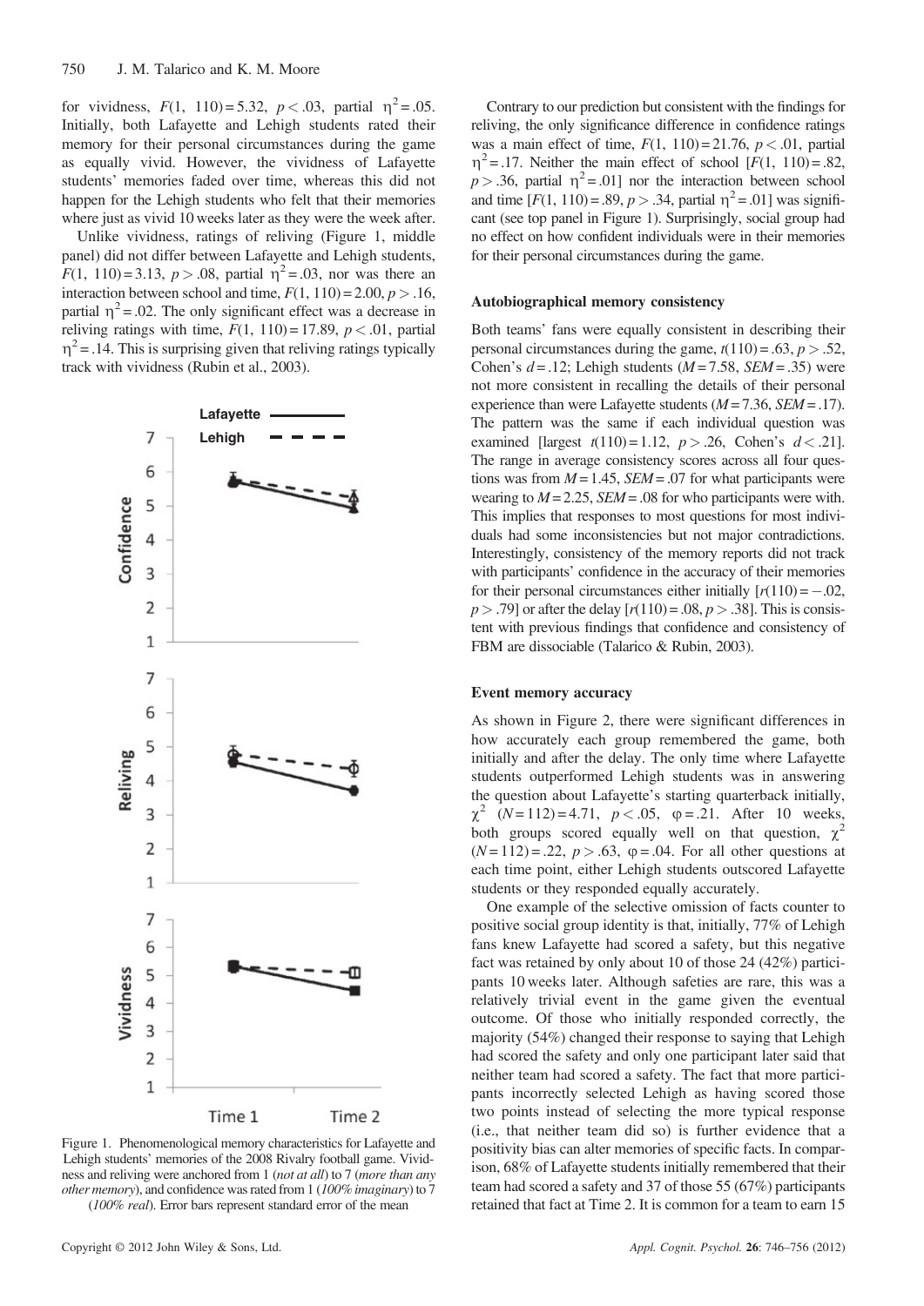for vividness, $F(1, 110) = 5.32$, $p < .03$, partial $\eta^2 = .05$. Initially, both Lafayette and Lehigh students rated their memory for their personal circumstances during the game as equally vivid. However, the vividness of Lafayette students' memories faded over time, whereas this did not happen for the Lehigh students who felt that their memories where just as vivid 10 weeks later as they were the week after.

Unlike vividness, ratings of reliving (Figure 1, middle panel) did not differ between Lafayette and Lehigh students, $F(1, 110) = 3.13$, $p > .08$, partial $\eta^2 = .03$, nor was there an interaction between school and time, $F(1, 110) = 2.00$, $p > .16$, partial $\eta^2 = .02$. The only significant effect was a decrease in reliving ratings with time, $F(1, 110) = 17.89$, $p < .01$, partial $\eta^2 = .14$. This is surprising given that reliving ratings typically track with vividness (Rubin et al., 2003).

Figure 1. Phenomenological memory characteristics for Lafayette and Lehigh students' memories of the 2008 Rivalry football game. Vividness and reliving were anchored from 1 (*not at all*) to 7 (*more than any other memory*), and confidence was rated from 1 (*100% imaginary*) to 7 (*100% real*). Error bars represent standard error of the mean

Contrary to our prediction but consistent with the findings for reliving, the only significance difference in confidence ratings was a main effect of time, $F(1, 110) = 21.76$, $p < .01$, partial $\eta^2 = .17$. Neither the main effect of school [$F(1, 110) = .82$, $p > .36$, partial $\eta^2 = .01$] nor the interaction between school and time [$F(1, 110) = .89$, $p > .34$, partial $\eta^2 = .01$] was significant (see top panel in Figure 1). Surprisingly, social group had no effect on how confident individuals were in their memories for their personal circumstances during the game.

### Autobiographical memory consistency

Both teams' fans were equally consistent in describing their personal circumstances during the game, $t(110) = .63$, $p > .52$, Cohen's $d = .12$; Lehigh students ($M = 7.58$, $SEM = .35$) were not more consistent in recalling the details of their personal experience than were Lafayette students ($M = 7.36$, $SEM = .17$). The pattern was the same if each individual question was examined [largest $t(110) = 1.12$, $p > .26$, Cohen's $d < .21$]. The range in average consistency scores across all four questions was from $M = 1.45$, $SEM = .07$ for what participants were wearing to $M = 2.25$, $SEM = .08$ for who participants were with. This implies that responses to most questions for most individuals had some inconsistencies but not major contradictions. Interestingly, consistency of the memory reports did not track with participants' confidence in the accuracy of their memories for their personal circumstances either initially [$r(110) = -.02$, $p > .79$] or after the delay [$r(110) = .08$, $p > .38$]. This is consistent with previous findings that confidence and consistency of FBM are dissociable (Talarico & Rubin, 2003).

### Event memory accuracy

As shown in Figure 2, there were significant differences in how accurately each group remembered the game, both initially and after the delay. The only time where Lafayette students outperformed Lehigh students was in answering the question about Lafayette's starting quarterback initially, $\chi^2$ $(N = 112) = 4.71$, $p < .05$, $\varphi = .21$. After 10 weeks, both groups scored equally well on that question, $\chi^2$ $(N = 112) = .22$, $p > .63$, $\varphi = .04$. For all other questions at each time point, either Lehigh students outscored Lafayette students or they responded equally accurately.

One example of the selective omission of facts counter to positive social group identity is that, initially, 77% of Lehigh fans knew Lafayette had scored a safety, but this negative fact was retained by only about 10 of those 24 (42%) participants 10 weeks later. Although safeties are rare, this was a relatively trivial event in the game given the eventual outcome. Of those who initially responded correctly, the majority (54%) changed their response to saying that Lehigh had scored the safety and only one participant later said that neither team had scored a safety. The fact that more participants incorrectly selected Lehigh as having scored those two points instead of selecting the more typical response (i.e., that neither team did so) is further evidence that a positivity bias can alter memories of specific facts. In comparison, 68% of Lafayette students initially remembered that their team had scored a safety and 37 of those 55 (67%) participants retained that fact at Time 2. It is common for a team to earn 15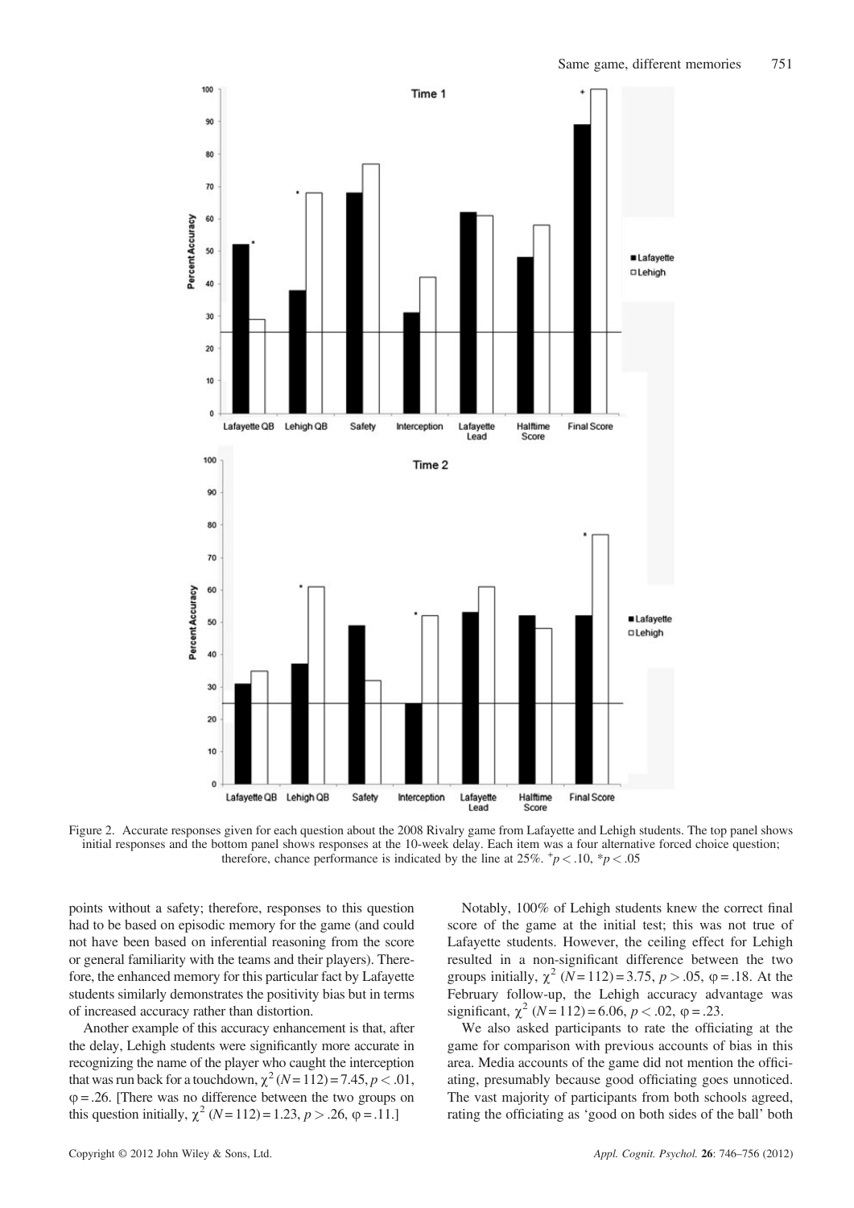Figure 2. Accurate responses given for each question about the 2008 Rivalry game from Lafayette and Lehigh students. The top panel shows initial responses and the bottom panel shows responses at the 10-week delay. Each item was a four alternative forced choice question; therefore, chance performance is indicated by the line at 25%. $^{+}p < .10$, $^{*}p < .05$

points without a safety; therefore, responses to this question had to be based on episodic memory for the game (and could not have been based on inferential reasoning from the score or general familiarity with the teams and their players). Therefore, the enhanced memory for this particular fact by Lafayette students similarly demonstrates the positivity bias but in terms of increased accuracy rather than distortion.

Another example of this accuracy enhancement is that, after the delay, Lehigh students were significantly more accurate in recognizing the name of the player who caught the interception that was run back for a touchdown, $\chi^2$ $(N = 112) = 7.45$, $p < .01$, $\varphi = .26$. [There was no difference between the two groups on this question initially, $\chi^2$ $(N = 112) = 1.23$, $p > .26$, $\varphi = .11$.]

Notably, 100% of Lehigh students knew the correct final score of the game at the initial test; this was not true of Lafayette students. However, the ceiling effect for Lehigh resulted in a non-significant difference between the two groups initially, $\chi^2$ $(N = 112) = 3.75$, $p > .05$, $\varphi = .18$. At the February follow-up, the Lehigh accuracy advantage was significant, $\chi^2$ $(N = 112) = 6.06$, $p < .02$, $\varphi = .23$.

We also asked participants to rate the officiating at the game for comparison with previous accounts of bias in this area. Media accounts of the game did not mention the officiating, presumably because good officiating goes unnoticed. The vast majority of participants from both schools agreed, rating the officiating as 'good on both sides of the ball' both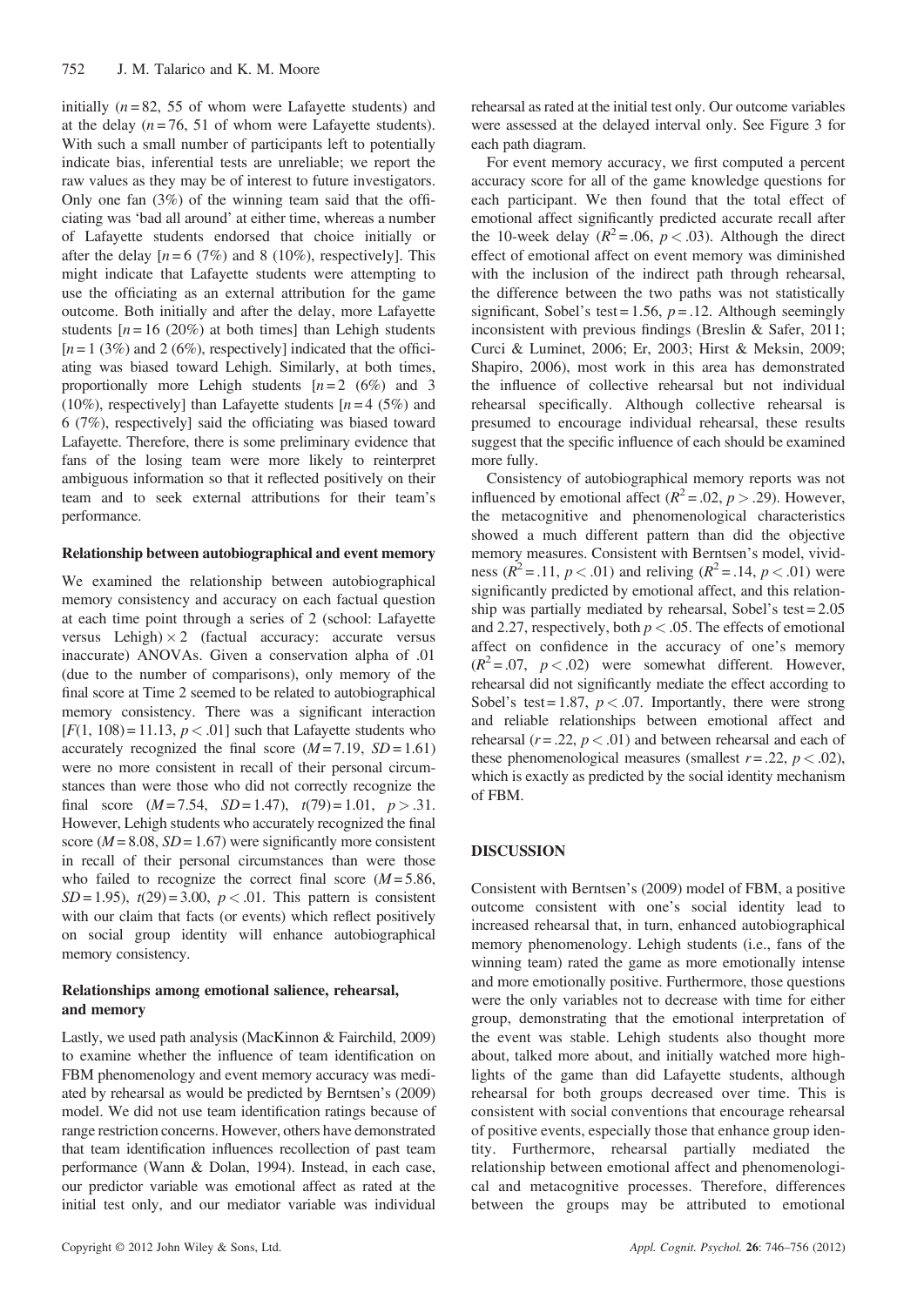initially ($n = 82$, 55 of whom were Lafayette students) and at the delay ($n = 76$, 51 of whom were Lafayette students). With such a small number of participants left to potentially indicate bias, inferential tests are unreliable; we report the raw values as they may be of interest to future investigators. Only one fan (3%) of the winning team said that the officiating was 'bad all around' at either time, whereas a number of Lafayette students endorsed that choice initially or after the delay [$n = 6$ (7%) and 8 (10%), respectively]. This might indicate that Lafayette students were attempting to use the officiating as an external attribution for the game outcome. Both initially and after the delay, more Lafayette students [$n = 16$ (20%) at both times] than Lehigh students [$n = 1$ (3%) and 2 (6%), respectively] indicated that the officiating was biased toward Lehigh. Similarly, at both times, proportionally more Lehigh students [$n = 2$ (6%) and 3 (10%), respectively] than Lafayette students [$n = 4$ (5%) and 6 (7%), respectively] said the officiating was biased toward Lafayette. Therefore, there is some preliminary evidence that fans of the losing team were more likely to reinterpret ambiguous information so that it reflected positively on their team and to seek external attributions for their team's performance.

### Relationship between autobiographical and event memory

We examined the relationship between autobiographical memory consistency and accuracy on each factual question at each time point through a series of 2 (school: Lafayette versus Lehigh) × 2 (factual accuracy: accurate versus inaccurate) ANOVAs. Given a conservation alpha of .01 (due to the number of comparisons), only memory of the final score at Time 2 seemed to be related to autobiographical memory consistency. There was a significant interaction [$F(1, 108) = 11.13$, $p < .01$] such that Lafayette students who accurately recognized the final score ($M = 7.19$, $SD = 1.61$) were no more consistent in recall of their personal circumstances than were those who did not correctly recognize the final score ($M = 7.54$, $SD = 1.47$), $t(79) = 1.01$, $p > .31$. However, Lehigh students who accurately recognized the final score ($M = 8.08$, $SD = 1.67$) were significantly more consistent in recall of their personal circumstances than were those who failed to recognize the correct final score ($M = 5.86$, $SD = 1.95$), $t(29) = 3.00$, $p < .01$. This pattern is consistent with our claim that facts (or events) which reflect positively on social group identity will enhance autobiographical memory consistency.

### Relationships among emotional salience, rehearsal, and memory

Lastly, we used path analysis (MacKinnon & Fairchild, 2009) to examine whether the influence of team identification on FBM phenomenology and event memory accuracy was mediated by rehearsal as would be predicted by Berntsen's (2009) model. We did not use team identification ratings because of range restriction concerns. However, others have demonstrated that team identification influences recollection of past team performance (Wann & Dolan, 1994). Instead, in each case, our predictor variable was emotional affect as rated at the initial test only, and our mediator variable was individual rehearsal as rated at the initial test only. Our outcome variables were assessed at the delayed interval only. See Figure 3 for each path diagram.

For event memory accuracy, we first computed a percent accuracy score for all of the game knowledge questions for each participant. We then found that the total effect of emotional affect significantly predicted accurate recall after the 10-week delay ($R^2 = .06$, $p < .03$). Although the direct effect of emotional affect on event memory was diminished with the inclusion of the indirect path through rehearsal, the difference between the two paths was not statistically significant, Sobel's test = 1.56, $p = .12$. Although seemingly inconsistent with previous findings (Breslin & Safer, 2011; Curci & Luminet, 2006; Er, 2003; Hirst & Meksin, 2009; Shapiro, 2006), most work in this area has demonstrated the influence of collective rehearsal but not individual rehearsal specifically. Although collective rehearsal is presumed to encourage individual rehearsal, these results suggest that the specific influence of each should be examined more fully.

Consistency of autobiographical memory reports was not influenced by emotional affect ($R^2 = .02$, $p > .29$). However, the metacognitive and phenomenological characteristics showed a much different pattern than did the objective memory measures. Consistent with Berntsen's model, vividness ($R^2 = .11$, $p < .01$) and reliving ($R^2 = .14$, $p < .01$) were significantly predicted by emotional affect, and this relationship was partially mediated by rehearsal, Sobel's test = 2.05 and 2.27, respectively, both $p < .05$. The effects of emotional affect on confidence in the accuracy of one's memory ($R^2 = .07$, $p < .02$) were somewhat different. However, rehearsal did not significantly mediate the effect according to Sobel's test = 1.87, $p < .07$. Importantly, there were strong and reliable relationships between emotional affect and rehearsal ($r = .22$, $p < .01$) and between rehearsal and each of these phenomenological measures (smallest $r = .22$, $p < .02$), which is exactly as predicted by the social identity mechanism of FBM.

## DISCUSSION

Consistent with Berntsen's (2009) model of FBM, a positive outcome consistent with one's social identity lead to increased rehearsal that, in turn, enhanced autobiographical memory phenomenology. Lehigh students (i.e., fans of the winning team) rated the game as more emotionally intense and more emotionally positive. Furthermore, those questions were the only variables not to decrease with time for either group, demonstrating that the emotional interpretation of the event was stable. Lehigh students also thought more about, talked more about, and initially watched more highlights of the game than did Lafayette students, although rehearsal for both groups decreased over time. This is consistent with social conventions that encourage rehearsal of positive events, especially those that enhance group identity. Furthermore, rehearsal partially mediated the relationship between emotional affect and phenomenological and metacognitive processes. Therefore, differences between the groups may be attributed to emotional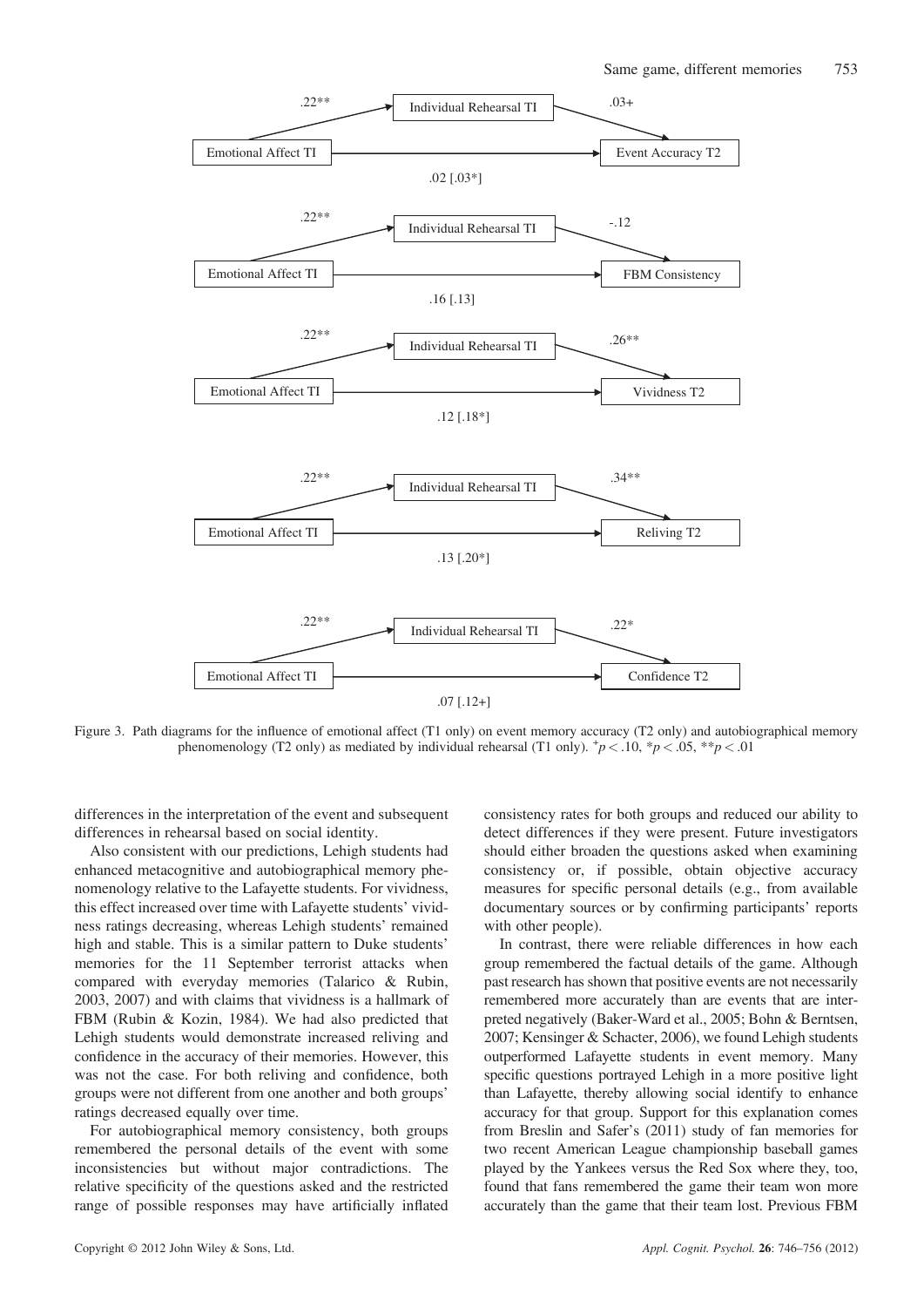Figure 3. Path diagrams for the influence of emotional affect (T1 only) on event memory accuracy (T2 only) and autobiographical memory phenomenology (T2 only) as mediated by individual rehearsal (T1 only). $^{+}p < .10$, $^{*}p < .05$, $^{**}p < .01$

differences in the interpretation of the event and subsequent differences in rehearsal based on social identity.

Also consistent with our predictions, Lehigh students had enhanced metacognitive and autobiographical memory phenomenology relative to the Lafayette students. For vividness, this effect increased over time with Lafayette students' vividness ratings decreasing, whereas Lehigh students' remained high and stable. This is a similar pattern to Duke students' memories for the 11 September terrorist attacks when compared with everyday memories (Talarico & Rubin, 2003, 2007) and with claims that vividness is a hallmark of FBM (Rubin & Kozin, 1984). We had also predicted that Lehigh students would demonstrate increased reliving and confidence in the accuracy of their memories. However, this was not the case. For both reliving and confidence, both groups were not different from one another and both groups' ratings decreased equally over time.

For autobiographical memory consistency, both groups remembered the personal details of the event with some inconsistencies but without major contradictions. The relative specificity of the questions asked and the restricted range of possible responses may have artificially inflated consistency rates for both groups and reduced our ability to detect differences if they were present. Future investigators should either broaden the questions asked when examining consistency or, if possible, obtain objective accuracy measures for specific personal details (e.g., from available documentary sources or by confirming participants' reports with other people).

In contrast, there were reliable differences in how each group remembered the factual details of the game. Although past research has shown that positive events are not necessarily remembered more accurately than are events that are interpreted negatively (Baker-Ward et al., 2005; Bohn & Berntsen, 2007; Kensinger & Schacter, 2006), we found Lehigh students outperformed Lafayette students in event memory. Many specific questions portrayed Lehigh in a more positive light than Lafayette, thereby allowing social identify to enhance accuracy for that group. Support for this explanation comes from Breslin and Safer's (2011) study of fan memories for two recent American League championship baseball games played by the Yankees versus the Red Sox where they, too, found that fans remembered the game their team won more accurately than the game that their team lost. Previous FBM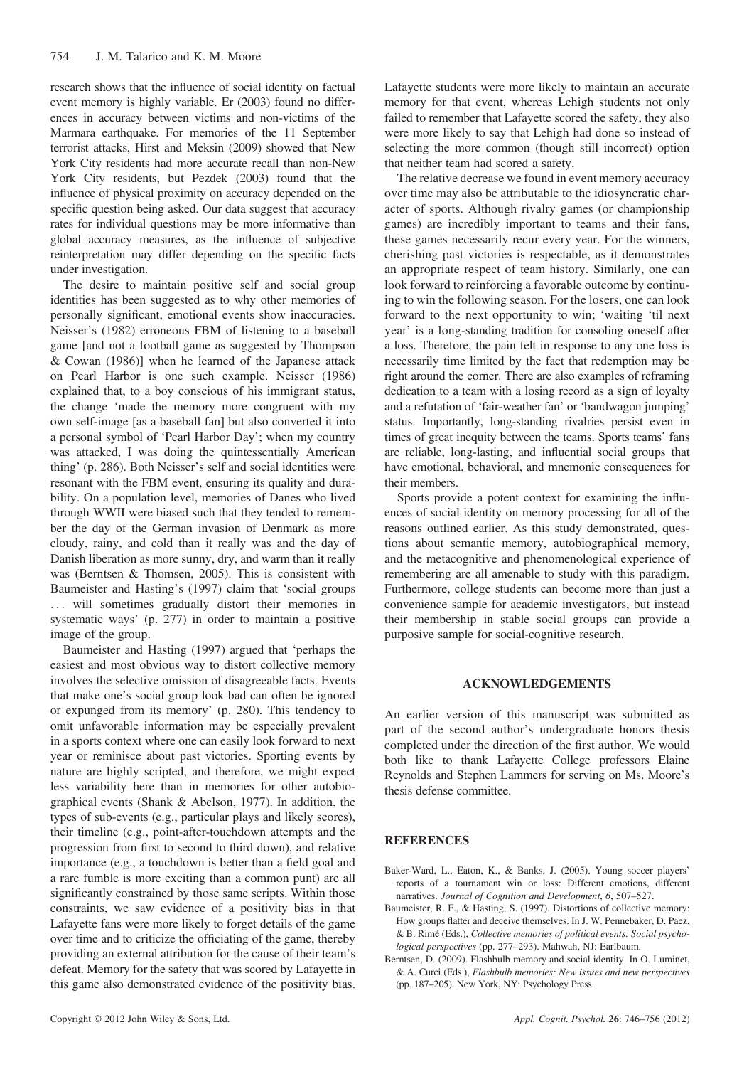research shows that the influence of social identity on factual event memory is highly variable. Er (2003) found no differences in accuracy between victims and non-victims of the Marmara earthquake. For memories of the 11 September terrorist attacks, Hirst and Meksin (2009) showed that New York City residents had more accurate recall than non-New York City residents, but Pezdek (2003) found that the influence of physical proximity on accuracy depended on the specific question being asked. Our data suggest that accuracy rates for individual questions may be more informative than global accuracy measures, as the influence of subjective reinterpretation may differ depending on the specific facts under investigation.

The desire to maintain positive self and social group identities has been suggested as to why other memories of personally significant, emotional events show inaccuracies. Neisser's (1982) erroneous FBM of listening to a baseball game [and not a football game as suggested by Thompson & Cowan (1986)] when he learned of the Japanese attack on Pearl Harbor is one such example. Neisser (1986) explained that, to a boy conscious of his immigrant status, the change 'made the memory more congruent with my own self-image [as a baseball fan] but also converted it into a personal symbol of 'Pearl Harbor Day'; when my country was attacked, I was doing the quintessentially American thing' (p. 286). Both Neisser's self and social identities were resonant with the FBM event, ensuring its quality and durability. On a population level, memories of Danes who lived through WWII were biased such that they tended to remember the day of the German invasion of Denmark as more cloudy, rainy, and cold than it really was and the day of Danish liberation as more sunny, dry, and warm than it really was (Berntsen & Thomsen, 2005). This is consistent with Baumeister and Hasting's (1997) claim that 'social groups … will sometimes gradually distort their memories in systematic ways' (p. 277) in order to maintain a positive image of the group.

Baumeister and Hasting (1997) argued that 'perhaps the easiest and most obvious way to distort collective memory involves the selective omission of disagreeable facts. Events that make one's social group look bad can often be ignored or expunged from its memory' (p. 280). This tendency to omit unfavorable information may be especially prevalent in a sports context where one can easily look forward to next year or reminisce about past victories. Sporting events by nature are highly scripted, and therefore, we might expect less variability here than in memories for other autobiographical events (Shank & Abelson, 1977). In addition, the types of sub-events (e.g., particular plays and likely scores), their timeline (e.g., point-after-touchdown attempts and the progression from first to second to third down), and relative importance (e.g., a touchdown is better than a field goal and a rare fumble is more exciting than a common punt) are all significantly constrained by those same scripts. Within those constraints, we saw evidence of a positivity bias in that Lafayette fans were more likely to forget details of the game over time and to criticize the officiating of the game, thereby providing an external attribution for the cause of their team's defeat. Memory for the safety that was scored by Lafayette in this game also demonstrated evidence of the positivity bias. Lafayette students were more likely to maintain an accurate memory for that event, whereas Lehigh students not only failed to remember that Lafayette scored the safety, they also were more likely to say that Lehigh had done so instead of selecting the more common (though still incorrect) option that neither team had scored a safety.

The relative decrease we found in event memory accuracy over time may also be attributable to the idiosyncratic character of sports. Although rivalry games (or championship games) are incredibly important to teams and their fans, these games necessarily recur every year. For the winners, cherishing past victories is respectable, as it demonstrates an appropriate respect of team history. Similarly, one can look forward to reinforcing a favorable outcome by continuing to win the following season. For the losers, one can look forward to the next opportunity to win; 'waiting 'til next year' is a long-standing tradition for consoling oneself after a loss. Therefore, the pain felt in response to any one loss is necessarily time limited by the fact that redemption may be right around the corner. There are also examples of reframing dedication to a team with a losing record as a sign of loyalty and a refutation of 'fair-weather fan' or 'bandwagon jumping' status. Importantly, long-standing rivalries persist even in times of great inequity between the teams. Sports teams' fans are reliable, long-lasting, and influential social groups that have emotional, behavioral, and mnemonic consequences for their members.

Sports provide a potent context for examining the influences of social identity on memory processing for all of the reasons outlined earlier. As this study demonstrated, questions about semantic memory, autobiographical memory, and the metacognitive and phenomenological experience of remembering are all amenable to study with this paradigm. Furthermore, college students can become more than just a convenience sample for academic investigators, but instead their membership in stable social groups can provide a purposive sample for social-cognitive research.

## ACKNOWLEDGEMENTS

An earlier version of this manuscript was submitted as part of the second author's undergraduate honors thesis completed under the direction of the first author. We would both like to thank Lafayette College professors Elaine Reynolds and Stephen Lammers for serving on Ms. Moore's thesis defense committee.

## REFERENCES

Baker-Ward, L., Eaton, K., & Banks, J. (2005). Young soccer players' reports of a tournament win or loss: Different emotions, different narratives. *Journal of Cognition and Development*, *6*, 507–527.

Baumeister, R. F., & Hasting, S. (1997). Distortions of collective memory: How groups flatter and deceive themselves. In J. W. Pennebaker, D. Paez, & B. Rimé (Eds.), *Collective memories of political events: Social psychological perspectives* (pp. 277–293). Mahwah, NJ: Earlbaum.

Berntsen, D. (2009). Flashbulb memory and social identity. In O. Luminet, & A. Curci (Eds.), *Flashbulb memories: New issues and new perspectives* (pp. 187–205). New York, NY: Psychology Press.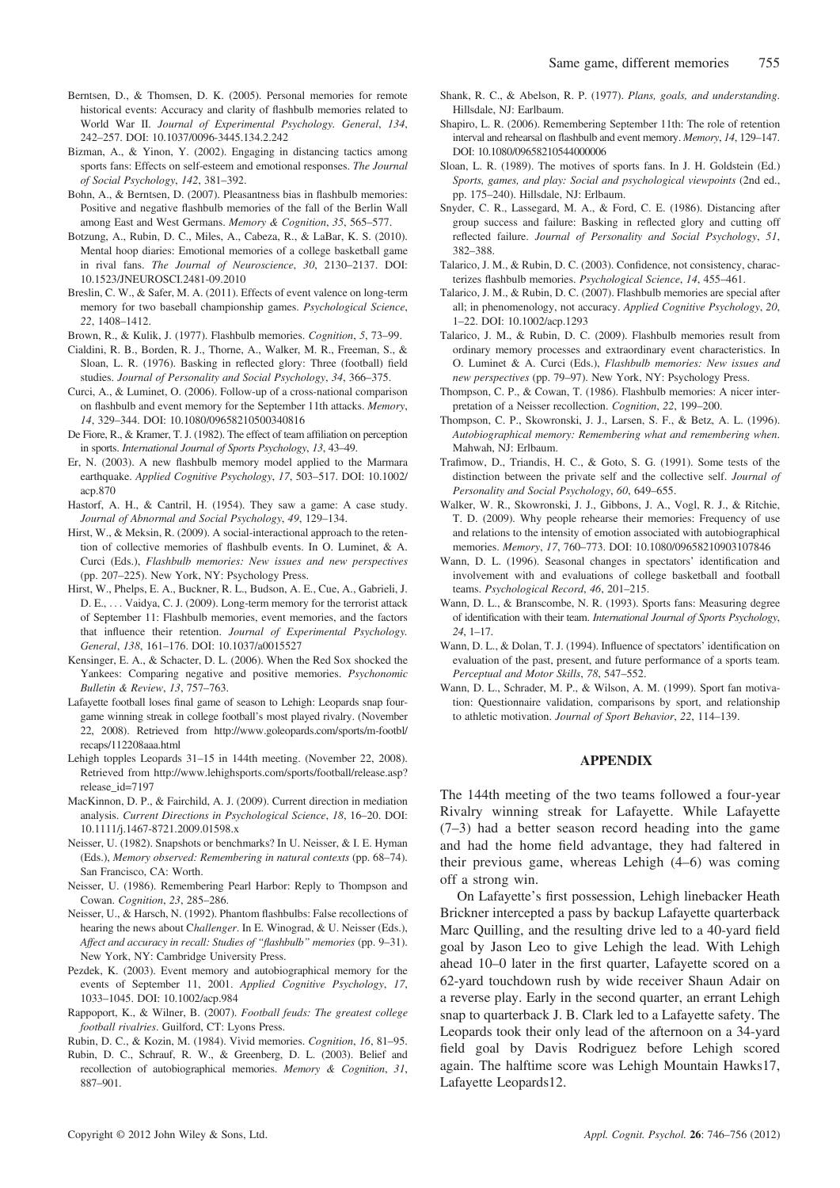Berntsen, D., & Thomsen, D. K. (2005). Personal memories for remote historical events: Accuracy and clarity of flashbulb memories related to World War II. *Journal of Experimental Psychology. General*, *134*, 242–257. DOI: 10.1037/0096-3445.134.2.242

Bizman, A., & Yinon, Y. (2002). Engaging in distancing tactics among sports fans: Effects on self-esteem and emotional responses. *The Journal of Social Psychology*, *142*, 381–392.

Bohn, A., & Berntsen, D. (2007). Pleasantness bias in flashbulb memories: Positive and negative flashbulb memories of the fall of the Berlin Wall among East and West Germans. *Memory & Cognition*, *35*, 565–577.

Botzung, A., Rubin, D. C., Miles, A., Cabeza, R., & LaBar, K. S. (2010). Mental hoop diaries: Emotional memories of a college basketball game in rival fans. *The Journal of Neuroscience*, *30*, 2130–2137. DOI: 10.1523/JNEUROSCI.2481-09.2010

Breslin, C. W., & Safer, M. A. (2011). Effects of event valence on long-term memory for two baseball championship games. *Psychological Science*, *22*, 1408–1412.

Brown, R., & Kulik, J. (1977). Flashbulb memories. *Cognition*, *5*, 73–99.

Cialdini, R. B., Borden, R. J., Thorne, A., Walker, M. R., Freeman, S., & Sloan, L. R. (1976). Basking in reflected glory: Three (football) field studies. *Journal of Personality and Social Psychology*, *34*, 366–375.

Curci, A., & Luminet, O. (2006). Follow-up of a cross-national comparison on flashbulb and event memory for the September 11th attacks. *Memory*, *14*, 329–344. DOI: 10.1080/09658210500340816

De Fiore, R., & Kramer, T. J. (1982). The effect of team affiliation on perception in sports. *International Journal of Sports Psychology*, *13*, 43–49.

Er, N. (2003). A new flashbulb memory model applied to the Marmara earthquake. *Applied Cognitive Psychology*, *17*, 503–517. DOI: 10.1002/acp.870

Hastorf, A. H., & Cantril, H. (1954). They saw a game: A case study. *Journal of Abnormal and Social Psychology*, *49*, 129–134.

Hirst, W., & Meksin, R. (2009). A social-interactional approach to the retention of collective memories of flashbulb events. In O. Luminet, & A. Curci (Eds.), *Flashbulb memories: New issues and new perspectives* (pp. 207–225). New York, NY: Psychology Press.

Hirst, W., Phelps, E. A., Buckner, R. L., Budson, A. E., Cue, A., Gabrieli, J. D. E., … Vaidya, C. J. (2009). Long-term memory for the terrorist attack of September 11: Flashbulb memories, event memories, and the factors that influence their retention. *Journal of Experimental Psychology. General*, *138*, 161–176. DOI: 10.1037/a0015527

Kensinger, E. A., & Schacter, D. L. (2006). When the Red Sox shocked the Yankees: Comparing negative and positive memories. *Psychonomic Bulletin & Review*, *13*, 757–763.

Lafayette football loses final game of season to Lehigh: Leopards snap four-game winning streak in college football's most played rivalry. (November 22, 2008). Retrieved from http://www.goleopards.com/sports/m-footbl/recaps/112208aaa.html

Lehigh topples Leopards 31–15 in 144th meeting. (November 22, 2008). Retrieved from http://www.lehighsports.com/sports/football/release.asp?release_id=7197

MacKinnon, D. P., & Fairchild, A. J. (2009). Current direction in mediation analysis. *Current Directions in Psychological Science*, *18*, 16–20. DOI: 10.1111/j.1467-8721.2009.01598.x

Neisser, U. (1982). Snapshots or benchmarks? In U. Neisser, & I. E. Hyman (Eds.), *Memory observed: Remembering in natural contexts* (pp. 68–74). San Francisco, CA: Worth.

Neisser, U. (1986). Remembering Pearl Harbor: Reply to Thompson and Cowan. *Cognition*, *23*, 285–286.

Neisser, U., & Harsch, N. (1992). Phantom flashbulbs: False recollections of hearing the news about *Challenger*. In E. Winograd, & U. Neisser (Eds.), *Affect and accuracy in recall: Studies of "flashbulb" memories* (pp. 9–31). New York, NY: Cambridge University Press.

Pezdek, K. (2003). Event memory and autobiographical memory for the events of September 11, 2001. *Applied Cognitive Psychology*, *17*, 1033–1045. DOI: 10.1002/acp.984

Rappoport, K., & Wilner, B. (2007). *Football feuds: The greatest college football rivalries*. Guilford, CT: Lyons Press.

Rubin, D. C., & Kozin, M. (1984). Vivid memories. *Cognition*, *16*, 81–95.

Rubin, D. C., Schrauf, R. W., & Greenberg, D. L. (2003). Belief and recollection of autobiographical memories. *Memory & Cognition*, *31*, 887–901.

Shank, R. C., & Abelson, R. P. (1977). *Plans, goals, and understanding*. Hillsdale, NJ: Earlbaum.

Shapiro, L. R. (2006). Remembering September 11th: The role of retention interval and rehearsal on flashbulb and event memory. *Memory*, *14*, 129–147. DOI: 10.1080/09658210544000006

Sloan, L. R. (1989). The motives of sports fans. In J. H. Goldstein (Ed.) *Sports, games, and play: Social and psychological viewpoints* (2nd ed., pp. 175–240). Hillsdale, NJ: Erlbaum.

Snyder, C. R., Lassegard, M. A., & Ford, C. E. (1986). Distancing after group success and failure: Basking in reflected glory and cutting off reflected failure. *Journal of Personality and Social Psychology*, *51*, 382–388.

Talarico, J. M., & Rubin, D. C. (2003). Confidence, not consistency, characterizes flashbulb memories. *Psychological Science*, *14*, 455–461.

Talarico, J. M., & Rubin, D. C. (2007). Flashbulb memories are special after all; in phenomenology, not accuracy. *Applied Cognitive Psychology*, *20*, 1–22. DOI: 10.1002/acp.1293

Talarico, J. M., & Rubin, D. C. (2009). Flashbulb memories result from ordinary memory processes and extraordinary event characteristics. In O. Luminet & A. Curci (Eds.), *Flashbulb memories: New issues and new perspectives* (pp. 79–97). New York, NY: Psychology Press.

Thompson, C. P., & Cowan, T. (1986). Flashbulb memories: A nicer interpretation of a Neisser recollection. *Cognition*, *22*, 199–200.

Thompson, C. P., Skowronski, J. J., Larsen, S. F., & Betz, A. L. (1996). *Autobiographical memory: Remembering what and remembering when*. Mahwah, NJ: Erlbaum.

Trafimow, D., Triandis, H. C., & Goto, S. G. (1991). Some tests of the distinction between the private self and the collective self. *Journal of Personality and Social Psychology*, *60*, 649–655.

Walker, W. R., Skowronski, J. J., Gibbons, J. A., Vogl, R. J., & Ritchie, T. D. (2009). Why people rehearse their memories: Frequency of use and relations to the intensity of emotion associated with autobiographical memories. *Memory*, *17*, 760–773. DOI: 10.1080/09658210903107846

Wann, D. L. (1996). Seasonal changes in spectators' identification and involvement with and evaluations of college basketball and football teams. *Psychological Record*, *46*, 201–215.

Wann, D. L., & Branscombe, N. R. (1993). Sports fans: Measuring degree of identification with their team. *International Journal of Sports Psychology*, *24*, 1–17.

Wann, D. L., & Dolan, T. J. (1994). Influence of spectators' identification on evaluation of the past, present, and future performance of a sports team. *Perceptual and Motor Skills*, *78*, 547–552.

Wann, D. L., Schrader, M. P., & Wilson, A. M. (1999). Sport fan motivation: Questionnaire validation, comparisons by sport, and relationship to athletic motivation. *Journal of Sport Behavior*, *22*, 114–139.

## APPENDIX

The 144th meeting of the two teams followed a four-year Rivalry winning streak for Lafayette. While Lafayette (7–3) had a better season record heading into the game and had the home field advantage, they had faltered in their previous game, whereas Lehigh (4–6) was coming off a strong win.

On Lafayette's first possession, Lehigh linebacker Heath Brickner intercepted a pass by backup Lafayette quarterback Marc Quilling, and the resulting drive led to a 40-yard field goal by Jason Leo to give Lehigh the lead. With Lehigh ahead 10–0 later in the first quarter, Lafayette scored on a 62-yard touchdown rush by wide receiver Shaun Adair on a reverse play. Early in the second quarter, an errant Lehigh snap to quarterback J. B. Clark led to a Lafayette safety. The Leopards took their only lead of the afternoon on a 34-yard field goal by Davis Rodriguez before Lehigh scored again. The halftime score was Lehigh Mountain Hawks17, Lafayette Leopards12.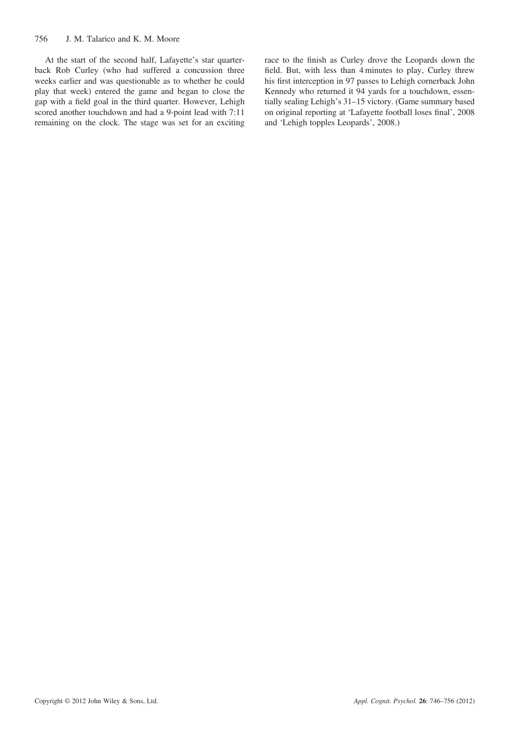At the start of the second half, Lafayette's star quarterback Rob Curley (who had suffered a concussion three weeks earlier and was questionable as to whether he could play that week) entered the game and began to close the gap with a field goal in the third quarter. However, Lehigh scored another touchdown and had a 9-point lead with 7:11 remaining on the clock. The stage was set for an exciting race to the finish as Curley drove the Leopards down the field. But, with less than 4 minutes to play, Curley threw his first interception in 97 passes to Lehigh cornerback John Kennedy who returned it 94 yards for a touchdown, essentially sealing Lehigh's 31–15 victory. (Game summary based on original reporting at 'Lafayette football loses final', 2008 and 'Lehigh topples Leopards', 2008.)